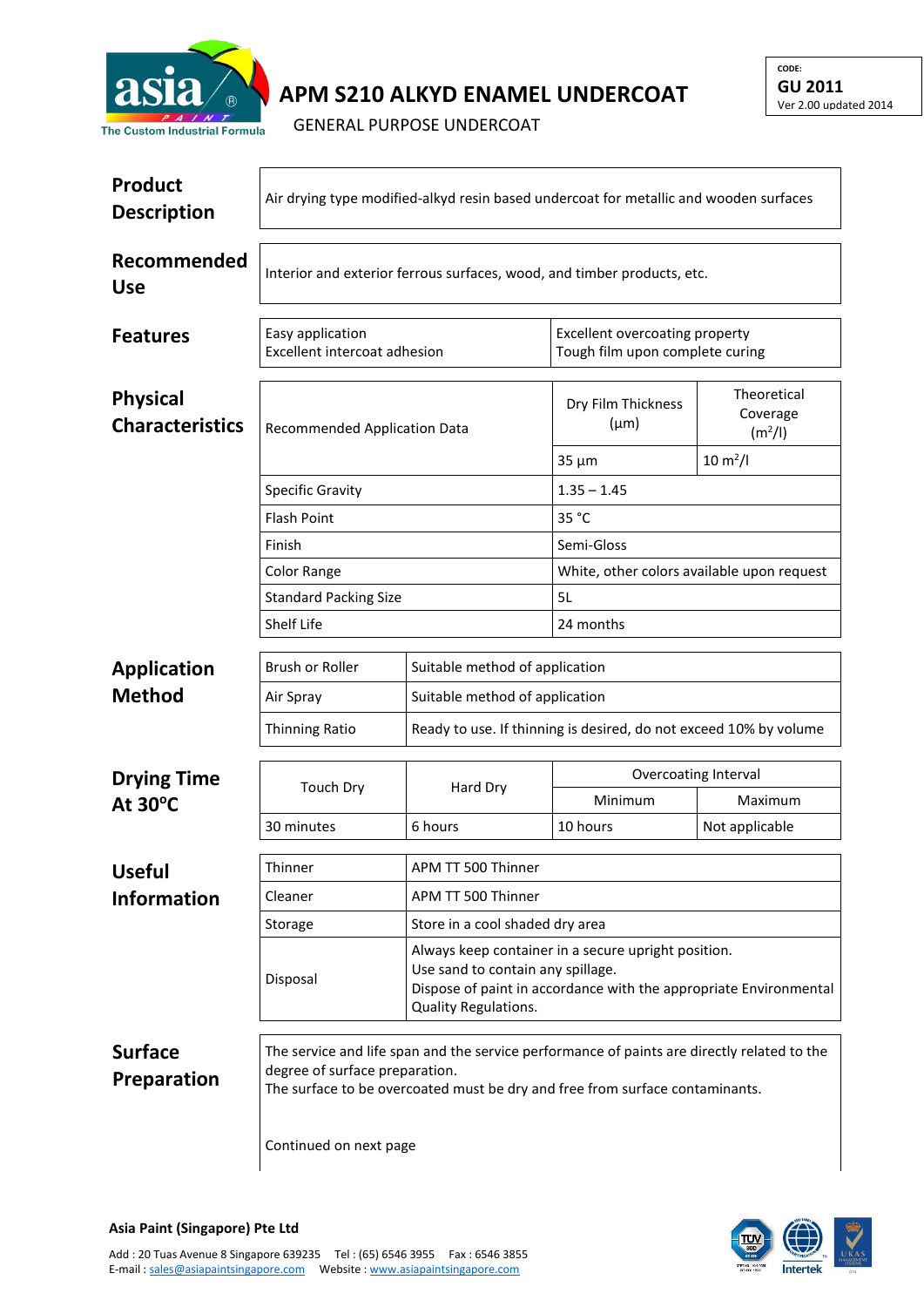# APM S210 ALKYD ENAMEL UNDERCOAT

GENERAL PURPOSE UNDERCOAT

CODE:
**GU 2011**
Ver 2.00 updated 2014

## Product Description

Air drying type modified-alkyd resin based undercoat for metallic and wooden surfaces

## Recommended Use

Interior and exterior ferrous surfaces, wood, and timber products, etc.

## Features

| | |
|---|---|
| Easy application<br>Excellent intercoat adhesion | Excellent overcoating property<br>Tough film upon complete curing |

## Physical Characteristics

| | Dry Film Thickness (µm) | Theoretical Coverage ($m^2/l$) |
|---|---|---|
| Recommended Application Data | 35 µm | 10 $m^2/l$ |
| Specific Gravity | 1.35 – 1.45 | |
| Flash Point | 35 °C | |
| Finish | Semi-Gloss | |
| Color Range | White, other colors available upon request | |
| Standard Packing Size | 5L | |
| Shelf Life | 24 months | |

## Application Method

| | |
|---|---|
| Brush or Roller | Suitable method of application |
| Air Spray | Suitable method of application |
| Thinning Ratio | Ready to use. If thinning is desired, do not exceed 10% by volume |

## Drying Time At 30°C

| Touch Dry | Hard Dry | Overcoating Interval | |
|---|---|---|---|
| | | Minimum | Maximum |
| 30 minutes | 6 hours | 10 hours | Not applicable |

## Useful Information

| | |
|---|---|
| Thinner | APM TT 500 Thinner |
| Cleaner | APM TT 500 Thinner |
| Storage | Store in a cool shaded dry area |
| Disposal | Always keep container in a secure upright position.<br>Use sand to contain any spillage.<br>Dispose of paint in accordance with the appropriate Environmental Quality Regulations. |

## Surface Preparation

The service and life span and the service performance of paints are directly related to the degree of surface preparation.
The surface to be overcoated must be dry and free from surface contaminants.

Continued on next page

**Asia Paint (Singapore) Pte Ltd**

Add : 20 Tuas Avenue 8 Singapore 639235 Tel : (65) 6546 3955 Fax : 6546 3855
E-mail : sales@asiapaintsingapore.com Website : www.asiapaintsingapore.com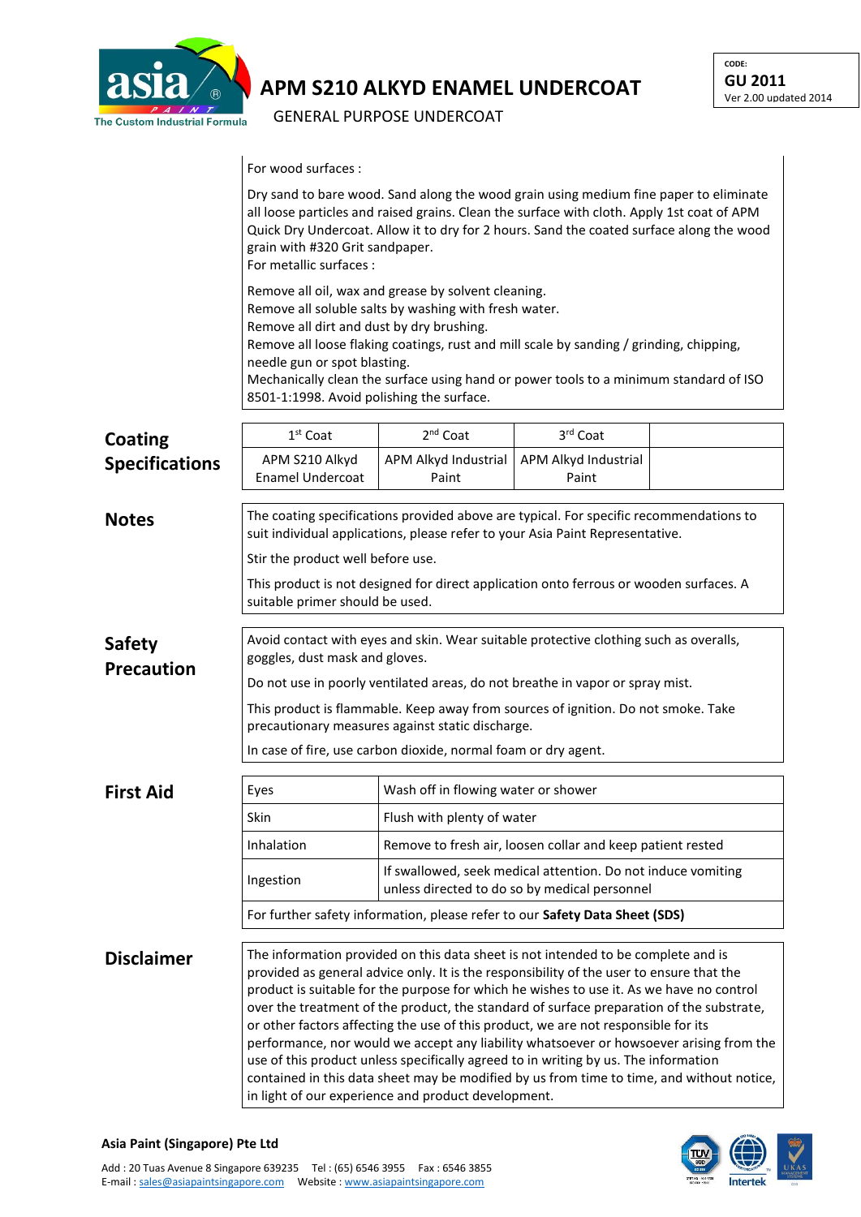# APM S210 ALKYD ENAMEL UNDERCOAT

GENERAL PURPOSE UNDERCOAT

CODE:
**GU 2011**
Ver 2.00 updated 2014

For wood surfaces :

Dry sand to bare wood. Sand along the wood grain using medium fine paper to eliminate all loose particles and raised grains. Clean the surface with cloth. Apply 1st coat of APM Quick Dry Undercoat. Allow it to dry for 2 hours. Sand the coated surface along the wood grain with #320 Grit sandpaper.
For metallic surfaces :

Remove all oil, wax and grease by solvent cleaning.
Remove all soluble salts by washing with fresh water.
Remove all dirt and dust by dry brushing.
Remove all loose flaking coatings, rust and mill scale by sanding / grinding, chipping, needle gun or spot blasting.
Mechanically clean the surface using hand or power tools to a minimum standard of ISO 8501-1:1998. Avoid polishing the surface.

## Coating Specifications

| 1st Coat | 2nd Coat | 3rd Coat | |
|---|---|---|---|
| APM S210 Alkyd Enamel Undercoat | APM Alkyd Industrial Paint | APM Alkyd Industrial Paint | |

## Notes

The coating specifications provided above are typical. For specific recommendations to suit individual applications, please refer to your Asia Paint Representative.

Stir the product well before use.

This product is not designed for direct application onto ferrous or wooden surfaces. A suitable primer should be used.

## Safety Precaution

Avoid contact with eyes and skin. Wear suitable protective clothing such as overalls, goggles, dust mask and gloves.

Do not use in poorly ventilated areas, do not breathe in vapor or spray mist.

This product is flammable. Keep away from sources of ignition. Do not smoke. Take precautionary measures against static discharge.

In case of fire, use carbon dioxide, normal foam or dry agent.

## First Aid

| | |
|---|---|
| Eyes | Wash off in flowing water or shower |
| Skin | Flush with plenty of water |
| Inhalation | Remove to fresh air, loosen collar and keep patient rested |
| Ingestion | If swallowed, seek medical attention. Do not induce vomiting unless directed to do so by medical personnel |

For further safety information, please refer to our **Safety Data Sheet (SDS)**

## Disclaimer

The information provided on this data sheet is not intended to be complete and is provided as general advice only. It is the responsibility of the user to ensure that the product is suitable for the purpose for which he wishes to use it. As we have no control over the treatment of the product, the standard of surface preparation of the substrate, or other factors affecting the use of this product, we are not responsible for its performance, nor would we accept any liability whatsoever or howsoever arising from the use of this product unless specifically agreed to in writing by us. The information contained in this data sheet may be modified by us from time to time, and without notice, in light of our experience and product development.

**Asia Paint (Singapore) Pte Ltd**

Add : 20 Tuas Avenue 8 Singapore 639235 Tel : (65) 6546 3955 Fax : 6546 3855
E-mail : sales@asiapaintsingapore.com Website : www.asiapaintsingapore.com